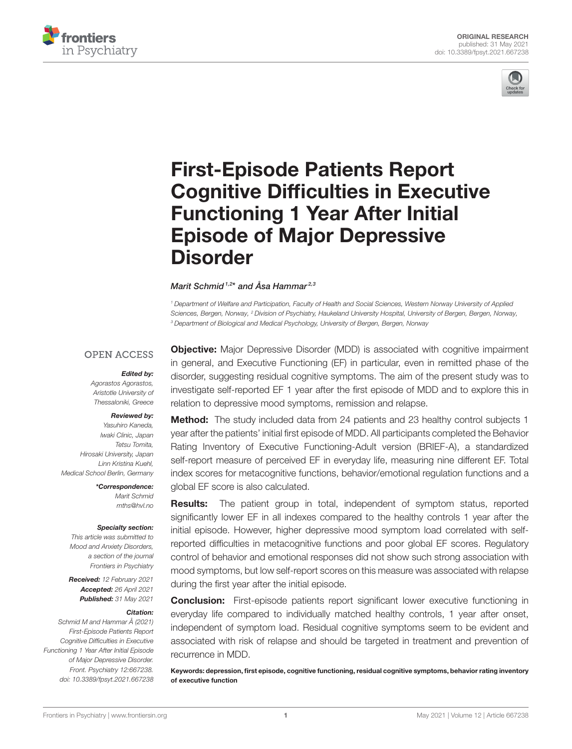ORIGINAL RESEARCH
published: 31 May 2021
doi: 10.3389/fpsyt.2021.667238

# First-Episode Patients Report Cognitive Difficulties in Executive Functioning 1 Year After Initial Episode of Major Depressive Disorder

*Marit Schmid[1,2]\* and Åsa Hammar[2,3]*

[1] Department of Welfare and Participation, Faculty of Health and Social Sciences, Western Norway University of Applied Sciences, Bergen, Norway, [2] Division of Psychiatry, Haukeland University Hospital, University of Bergen, Bergen, Norway, [3] Department of Biological and Medical Psychology, University of Bergen, Bergen, Norway

OPEN ACCESS

***Edited by:***
Agorastos Agorastos,
Aristotle University of Thessaloniki, Greece

***Reviewed by:***
Yasuhiro Kaneda,
Iwaki Clinic, Japan
Tetsu Tomita,
Hirosaki University, Japan
Linn Kristina Kuehl,
Medical School Berlin, Germany

***\*Correspondence:***
Marit Schmid
mths@hvl.no

***Specialty section:***
This article was submitted to Mood and Anxiety Disorders, a section of the journal Frontiers in Psychiatry

***Received:*** 12 February 2021
***Accepted:*** 26 April 2021
***Published:*** 31 May 2021

***Citation:***
Schmid M and Hammar Å (2021) First-Episode Patients Report Cognitive Difficulties in Executive Functioning 1 Year After Initial Episode of Major Depressive Disorder. Front. Psychiatry 12:667238. doi: 10.3389/fpsyt.2021.667238

**Objective:** Major Depressive Disorder (MDD) is associated with cognitive impairment in general, and Executive Functioning (EF) in particular, even in remitted phase of the disorder, suggesting residual cognitive symptoms. The aim of the present study was to investigate self-reported EF 1 year after the first episode of MDD and to explore this in relation to depressive mood symptoms, remission and relapse.

**Method:** The study included data from 24 patients and 23 healthy control subjects 1 year after the patients' initial first episode of MDD. All participants completed the Behavior Rating Inventory of Executive Functioning-Adult version (BRIEF-A), a standardized self-report measure of perceived EF in everyday life, measuring nine different EF. Total index scores for metacognitive functions, behavior/emotional regulation functions and a global EF score is also calculated.

**Results:** The patient group in total, independent of symptom status, reported significantly lower EF in all indexes compared to the healthy controls 1 year after the initial episode. However, higher depressive mood symptom load correlated with self-reported difficulties in metacognitive functions and poor global EF scores. Regulatory control of behavior and emotional responses did not show such strong association with mood symptoms, but low self-report scores on this measure was associated with relapse during the first year after the initial episode.

**Conclusion:** First-episode patients report significant lower executive functioning in everyday life compared to individually matched healthy controls, 1 year after onset, independent of symptom load. Residual cognitive symptoms seem to be evident and associated with risk of relapse and should be targeted in treatment and prevention of recurrence in MDD.

**Keywords: depression, first episode, cognitive functioning, residual cognitive symptoms, behavior rating inventory of executive function**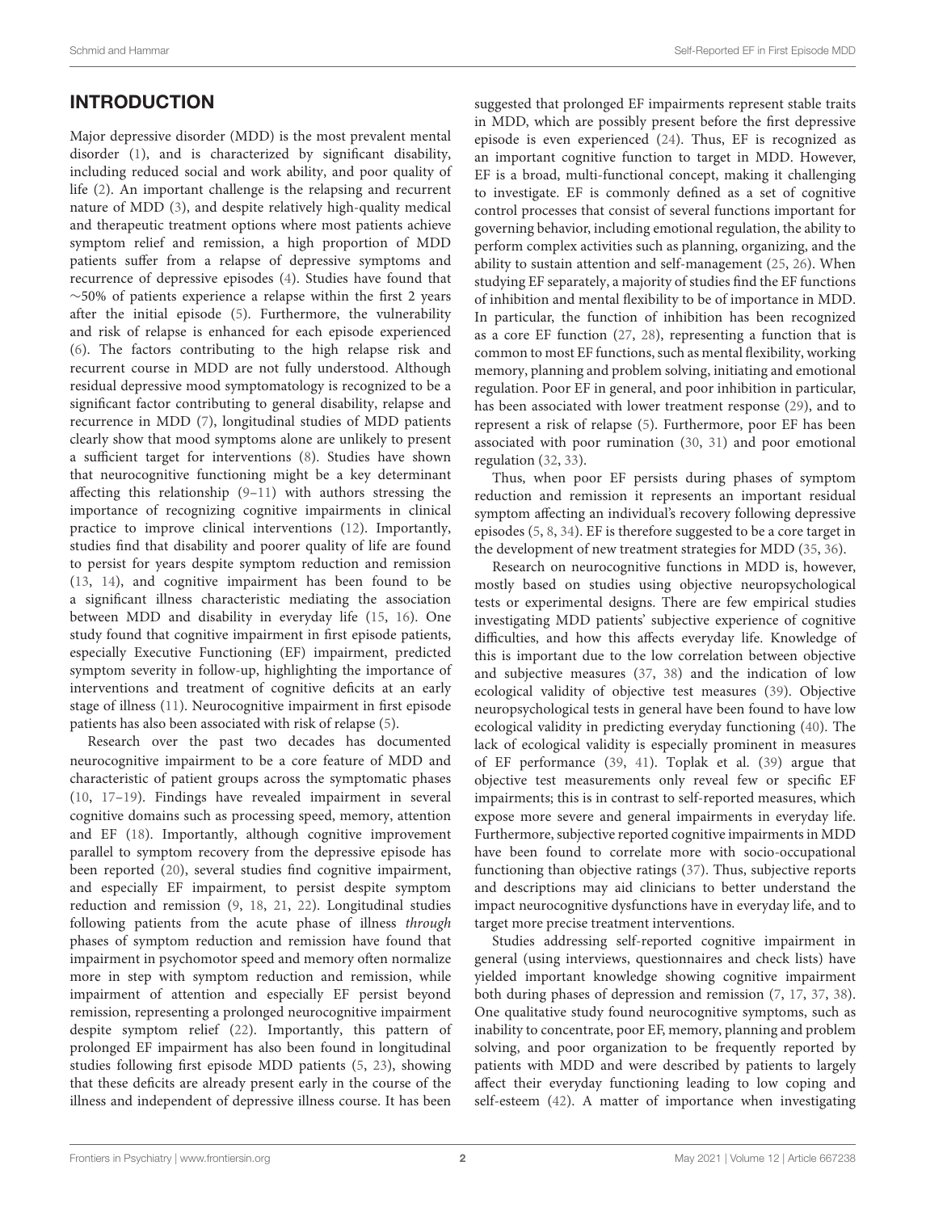## INTRODUCTION

Major depressive disorder (MDD) is the most prevalent mental disorder (1), and is characterized by significant disability, including reduced social and work ability, and poor quality of life (2). An important challenge is the relapsing and recurrent nature of MDD (3), and despite relatively high-quality medical and therapeutic treatment options where most patients achieve symptom relief and remission, a high proportion of MDD patients suffer from a relapse of depressive symptoms and recurrence of depressive episodes (4). Studies have found that ∼50% of patients experience a relapse within the first 2 years after the initial episode (5). Furthermore, the vulnerability and risk of relapse is enhanced for each episode experienced (6). The factors contributing to the high relapse risk and recurrent course in MDD are not fully understood. Although residual depressive mood symptomatology is recognized to be a significant factor contributing to general disability, relapse and recurrence in MDD (7), longitudinal studies of MDD patients clearly show that mood symptoms alone are unlikely to present a sufficient target for interventions (8). Studies have shown that neurocognitive functioning might be a key determinant affecting this relationship (9–11) with authors stressing the importance of recognizing cognitive impairments in clinical practice to improve clinical interventions (12). Importantly, studies find that disability and poorer quality of life are found to persist for years despite symptom reduction and remission (13, 14), and cognitive impairment has been found to be a significant illness characteristic mediating the association between MDD and disability in everyday life (15, 16). One study found that cognitive impairment in first episode patients, especially Executive Functioning (EF) impairment, predicted symptom severity in follow-up, highlighting the importance of interventions and treatment of cognitive deficits at an early stage of illness (11). Neurocognitive impairment in first episode patients has also been associated with risk of relapse (5).

Research over the past two decades has documented neurocognitive impairment to be a core feature of MDD and characteristic of patient groups across the symptomatic phases (10, 17–19). Findings have revealed impairment in several cognitive domains such as processing speed, memory, attention and EF (18). Importantly, although cognitive improvement parallel to symptom recovery from the depressive episode has been reported (20), several studies find cognitive impairment, and especially EF impairment, to persist despite symptom reduction and remission (9, 18, 21, 22). Longitudinal studies following patients from the acute phase of illness *through* phases of symptom reduction and remission have found that impairment in psychomotor speed and memory often normalize more in step with symptom reduction and remission, while impairment of attention and especially EF persist beyond remission, representing a prolonged neurocognitive impairment despite symptom relief (22). Importantly, this pattern of prolonged EF impairment has also been found in longitudinal studies following first episode MDD patients (5, 23), showing that these deficits are already present early in the course of the illness and independent of depressive illness course. It has been suggested that prolonged EF impairments represent stable traits in MDD, which are possibly present before the first depressive episode is even experienced (24). Thus, EF is recognized as an important cognitive function to target in MDD. However, EF is a broad, multi-functional concept, making it challenging to investigate. EF is commonly defined as a set of cognitive control processes that consist of several functions important for governing behavior, including emotional regulation, the ability to perform complex activities such as planning, organizing, and the ability to sustain attention and self-management (25, 26). When studying EF separately, a majority of studies find the EF functions of inhibition and mental flexibility to be of importance in MDD. In particular, the function of inhibition has been recognized as a core EF function (27, 28), representing a function that is common to most EF functions, such as mental flexibility, working memory, planning and problem solving, initiating and emotional regulation. Poor EF in general, and poor inhibition in particular, has been associated with lower treatment response (29), and to represent a risk of relapse (5). Furthermore, poor EF has been associated with poor rumination (30, 31) and poor emotional regulation (32, 33).

Thus, when poor EF persists during phases of symptom reduction and remission it represents an important residual symptom affecting an individual's recovery following depressive episodes (5, 8, 34). EF is therefore suggested to be a core target in the development of new treatment strategies for MDD (35, 36).

Research on neurocognitive functions in MDD is, however, mostly based on studies using objective neuropsychological tests or experimental designs. There are few empirical studies investigating MDD patients' subjective experience of cognitive difficulties, and how this affects everyday life. Knowledge of this is important due to the low correlation between objective and subjective measures (37, 38) and the indication of low ecological validity of objective test measures (39). Objective neuropsychological tests in general have been found to have low ecological validity in predicting everyday functioning (40). The lack of ecological validity is especially prominent in measures of EF performance (39, 41). Toplak et al. (39) argue that objective test measurements only reveal few or specific EF impairments; this is in contrast to self-reported measures, which expose more severe and general impairments in everyday life. Furthermore, subjective reported cognitive impairments in MDD have been found to correlate more with socio-occupational functioning than objective ratings (37). Thus, subjective reports and descriptions may aid clinicians to better understand the impact neurocognitive dysfunctions have in everyday life, and to target more precise treatment interventions.

Studies addressing self-reported cognitive impairment in general (using interviews, questionnaires and check lists) have yielded important knowledge showing cognitive impairment both during phases of depression and remission (7, 17, 37, 38). One qualitative study found neurocognitive symptoms, such as inability to concentrate, poor EF, memory, planning and problem solving, and poor organization to be frequently reported by patients with MDD and were described by patients to largely affect their everyday functioning leading to low coping and self-esteem (42). A matter of importance when investigating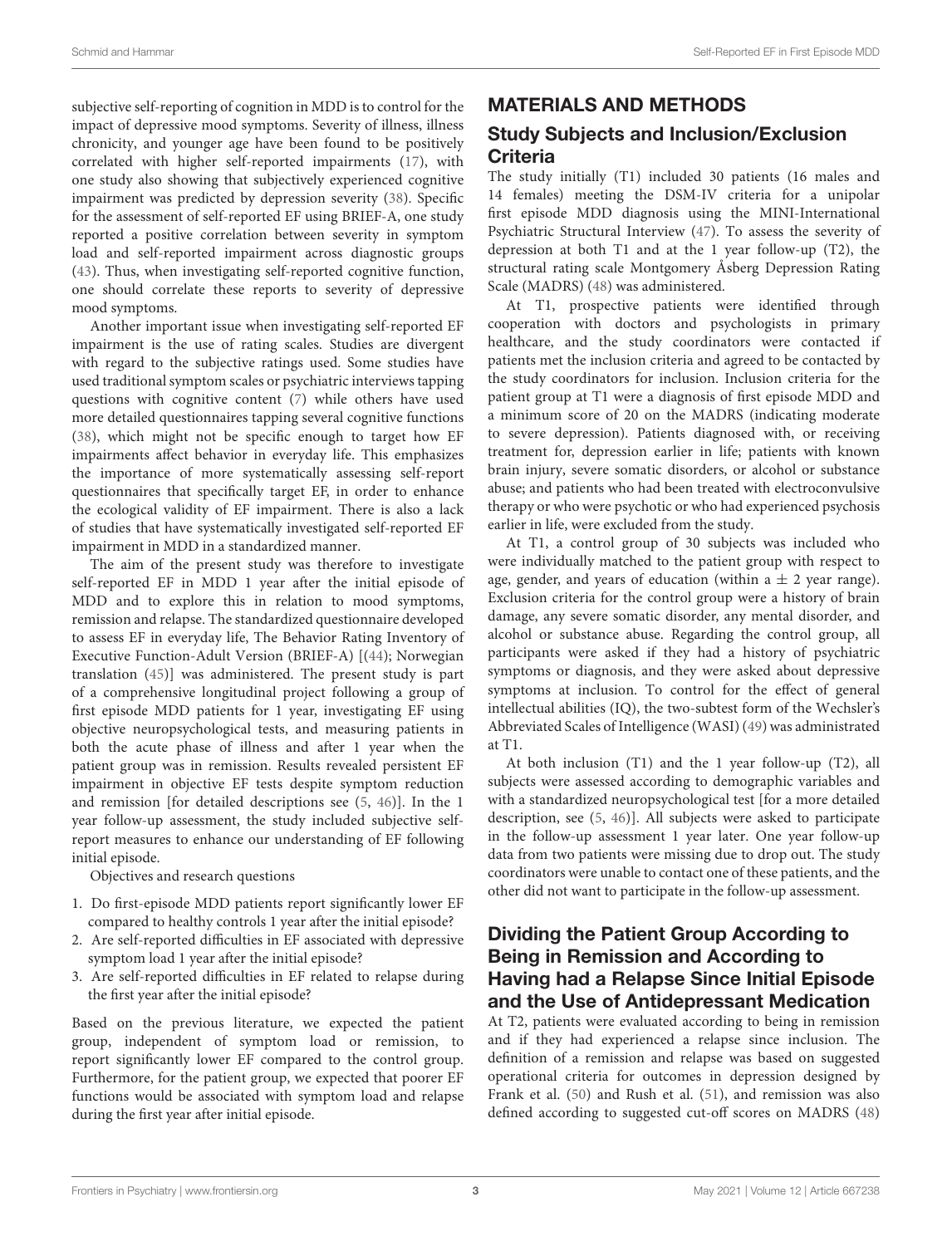subjective self-reporting of cognition in MDD is to control for the impact of depressive mood symptoms. Severity of illness, illness chronicity, and younger age have been found to be positively correlated with higher self-reported impairments (17), with one study also showing that subjectively experienced cognitive impairment was predicted by depression severity (38). Specific for the assessment of self-reported EF using BRIEF-A, one study reported a positive correlation between severity in symptom load and self-reported impairment across diagnostic groups (43). Thus, when investigating self-reported cognitive function, one should correlate these reports to severity of depressive mood symptoms.

Another important issue when investigating self-reported EF impairment is the use of rating scales. Studies are divergent with regard to the subjective ratings used. Some studies have used traditional symptom scales or psychiatric interviews tapping questions with cognitive content (7) while others have used more detailed questionnaires tapping several cognitive functions (38), which might not be specific enough to target how EF impairments affect behavior in everyday life. This emphasizes the importance of more systematically assessing self-report questionnaires that specifically target EF, in order to enhance the ecological validity of EF impairment. There is also a lack of studies that have systematically investigated self-reported EF impairment in MDD in a standardized manner.

The aim of the present study was therefore to investigate self-reported EF in MDD 1 year after the initial episode of MDD and to explore this in relation to mood symptoms, remission and relapse. The standardized questionnaire developed to assess EF in everyday life, The Behavior Rating Inventory of Executive Function-Adult Version (BRIEF-A) [(44); Norwegian translation (45)] was administered. The present study is part of a comprehensive longitudinal project following a group of first episode MDD patients for 1 year, investigating EF using objective neuropsychological tests, and measuring patients in both the acute phase of illness and after 1 year when the patient group was in remission. Results revealed persistent EF impairment in objective EF tests despite symptom reduction and remission [for detailed descriptions see (5, 46)]. In the 1 year follow-up assessment, the study included subjective self-report measures to enhance our understanding of EF following initial episode.

Objectives and research questions

1. Do first-episode MDD patients report significantly lower EF compared to healthy controls 1 year after the initial episode?
2. Are self-reported difficulties in EF associated with depressive symptom load 1 year after the initial episode?
3. Are self-reported difficulties in EF related to relapse during the first year after the initial episode?

Based on the previous literature, we expected the patient group, independent of symptom load or remission, to report significantly lower EF compared to the control group. Furthermore, for the patient group, we expected that poorer EF functions would be associated with symptom load and relapse during the first year after initial episode.

# MATERIALS AND METHODS

## Study Subjects and Inclusion/Exclusion Criteria

The study initially (T1) included 30 patients (16 males and 14 females) meeting the DSM-IV criteria for a unipolar first episode MDD diagnosis using the MINI-International Psychiatric Structural Interview (47). To assess the severity of depression at both T1 and at the 1 year follow-up (T2), the structural rating scale Montgomery Åsberg Depression Rating Scale (MADRS) (48) was administered.

At T1, prospective patients were identified through cooperation with doctors and psychologists in primary healthcare, and the study coordinators were contacted if patients met the inclusion criteria and agreed to be contacted by the study coordinators for inclusion. Inclusion criteria for the patient group at T1 were a diagnosis of first episode MDD and a minimum score of 20 on the MADRS (indicating moderate to severe depression). Patients diagnosed with, or receiving treatment for, depression earlier in life; patients with known brain injury, severe somatic disorders, or alcohol or substance abuse; and patients who had been treated with electroconvulsive therapy or who were psychotic or who had experienced psychosis earlier in life, were excluded from the study.

At T1, a control group of 30 subjects was included who were individually matched to the patient group with respect to age, gender, and years of education (within a $\pm$ 2 year range). Exclusion criteria for the control group were a history of brain damage, any severe somatic disorder, any mental disorder, and alcohol or substance abuse. Regarding the control group, all participants were asked if they had a history of psychiatric symptoms or diagnosis, and they were asked about depressive symptoms at inclusion. To control for the effect of general intellectual abilities (IQ), the two-subtest form of the Wechsler's Abbreviated Scales of Intelligence (WASI) (49) was administrated at T1.

At both inclusion (T1) and the 1 year follow-up (T2), all subjects were assessed according to demographic variables and with a standardized neuropsychological test [for a more detailed description, see (5, 46)]. All subjects were asked to participate in the follow-up assessment 1 year later. One year follow-up data from two patients were missing due to drop out. The study coordinators were unable to contact one of these patients, and the other did not want to participate in the follow-up assessment.

## Dividing the Patient Group According to Being in Remission and According to Having had a Relapse Since Initial Episode and the Use of Antidepressant Medication

At T2, patients were evaluated according to being in remission and if they had experienced a relapse since inclusion. The definition of a remission and relapse was based on suggested operational criteria for outcomes in depression designed by Frank et al. (50) and Rush et al. (51), and remission was also defined according to suggested cut-off scores on MADRS (48)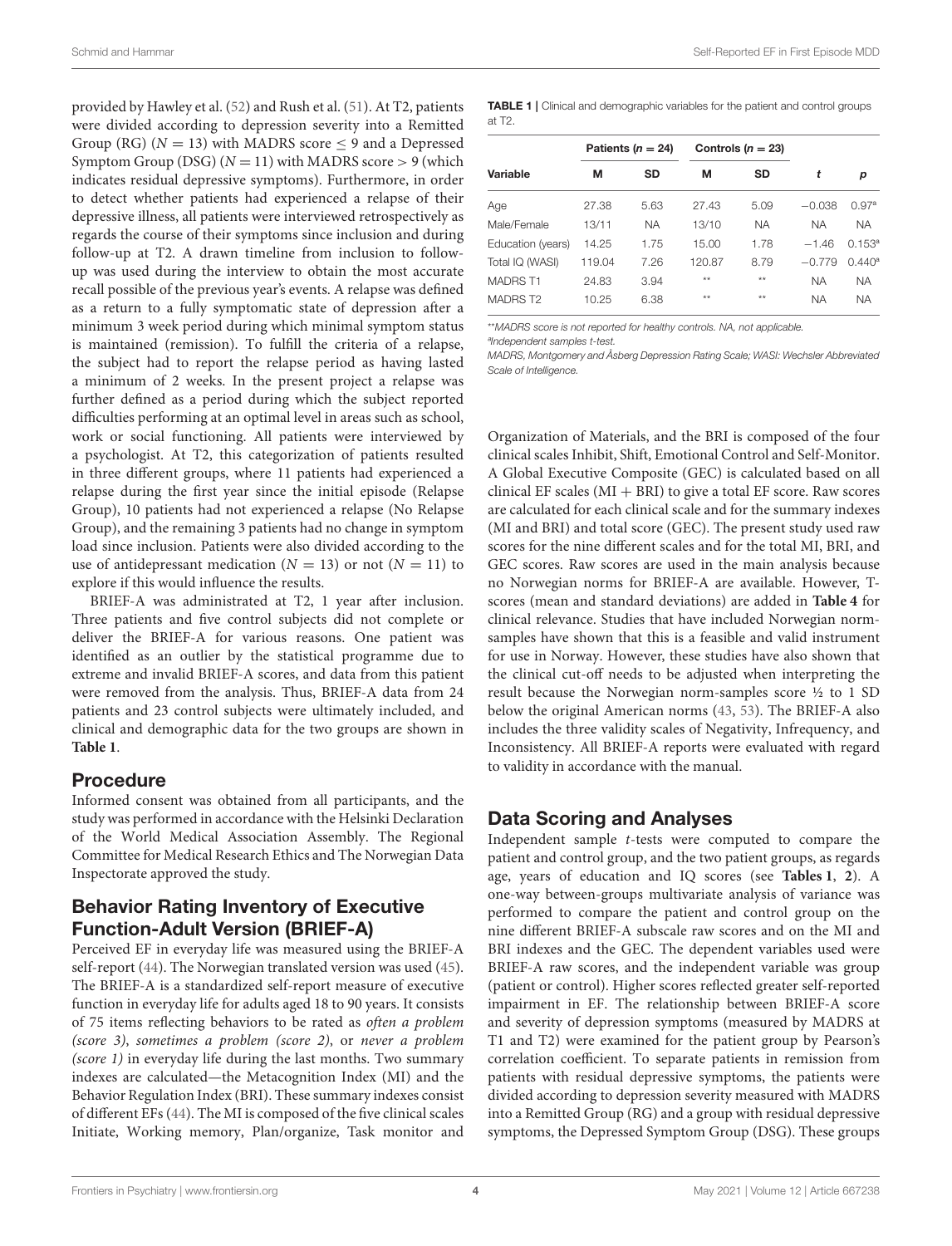provided by Hawley et al. (52) and Rush et al. (51). At T2, patients were divided according to depression severity into a Remitted Group (RG) ($N = 13$) with MADRS score $\leq 9$ and a Depressed Symptom Group (DSG) ($N = 11$) with MADRS score $> 9$ (which indicates residual depressive symptoms). Furthermore, in order to detect whether patients had experienced a relapse of their depressive illness, all patients were interviewed retrospectively as regards the course of their symptoms since inclusion and during follow-up at T2. A drawn timeline from inclusion to follow-up was used during the interview to obtain the most accurate recall possible of the previous year's events. A relapse was defined as a return to a fully symptomatic state of depression after a minimum 3 week period during which minimal symptom status is maintained (remission). To fulfill the criteria of a relapse, the subject had to report the relapse period as having lasted a minimum of 2 weeks. In the present project a relapse was further defined as a period during which the subject reported difficulties performing at an optimal level in areas such as school, work or social functioning. All patients were interviewed by a psychologist. At T2, this categorization of patients resulted in three different groups, where 11 patients had experienced a relapse during the first year since the initial episode (Relapse Group), 10 patients had not experienced a relapse (No Relapse Group), and the remaining 3 patients had no change in symptom load since inclusion. Patients were also divided according to the use of antidepressant medication ($N = 13$) or not ($N = 11$) to explore if this would influence the results.

BRIEF-A was administrated at T2, 1 year after inclusion. Three patients and five control subjects did not complete or deliver the BRIEF-A for various reasons. One patient was identified as an outlier by the statistical programme due to extreme and invalid BRIEF-A scores, and data from this patient were removed from the analysis. Thus, BRIEF-A data from 24 patients and 23 control subjects were ultimately included, and clinical and demographic data for the two groups are shown in **Table 1**.

**TABLE 1** | Clinical and demographic variables for the patient and control groups at T2.

| Variable | Patients ($n = 24$) | | Controls ($n = 23$) | | | |
|---|---|---|---|---|---|---|
| | M | SD | M | SD | $t$ | $p$ |
| Age | 27.38 | 5.63 | 27.43 | 5.09 | −0.038 | 0.97[a] |
| Male/Female | 13/11 | NA | 13/10 | NA | NA | NA |
| Education (years) | 14.25 | 1.75 | 15.00 | 1.78 | −1.46 | 0.153[a] |
| Total IQ (WASI) | 119.04 | 7.26 | 120.87 | 8.79 | −0.779 | 0.440[a] |
| MADRS T1 | 24.83 | 3.94 | ** | ** | NA | NA |
| MADRS T2 | 10.25 | 6.38 | ** | ** | NA | NA |

**MADRS score is not reported for healthy controls. NA, not applicable.
[a]Independent samples t-test.
MADRS, Montgomery and Åsberg Depression Rating Scale; WASI: Wechsler Abbreviated Scale of Intelligence.

## Procedure

Informed consent was obtained from all participants, and the study was performed in accordance with the Helsinki Declaration of the World Medical Association Assembly. The Regional Committee for Medical Research Ethics and The Norwegian Data Inspectorate approved the study.

## Behavior Rating Inventory of Executive Function-Adult Version (BRIEF-A)

Perceived EF in everyday life was measured using the BRIEF-A self-report (44). The Norwegian translated version was used (45). The BRIEF-A is a standardized self-report measure of executive function in everyday life for adults aged 18 to 90 years. It consists of 75 items reflecting behaviors to be rated as *often a problem (score 3)*, *sometimes a problem (score 2)*, or *never a problem (score 1)* in everyday life during the last months. Two summary indexes are calculated—the Metacognition Index (MI) and the Behavior Regulation Index (BRI). These summary indexes consist of different EFs (44). The MI is composed of the five clinical scales Initiate, Working memory, Plan/organize, Task monitor and Organization of Materials, and the BRI is composed of the four clinical scales Inhibit, Shift, Emotional Control and Self-Monitor. A Global Executive Composite (GEC) is calculated based on all clinical EF scales (MI + BRI) to give a total EF score. Raw scores are calculated for each clinical scale and for the summary indexes (MI and BRI) and total score (GEC). The present study used raw scores for the nine different scales and for the total MI, BRI, and GEC scores. Raw scores are used in the main analysis because no Norwegian norms for BRIEF-A are available. However, T-scores (mean and standard deviations) are added in **Table 4** for clinical relevance. Studies that have included Norwegian norm-samples have shown that this is a feasible and valid instrument for use in Norway. However, these studies have also shown that the clinical cut-off needs to be adjusted when interpreting the result because the Norwegian norm-samples score ½ to 1 SD below the original American norms (43, 53). The BRIEF-A also includes the three validity scales of Negativity, Infrequency, and Inconsistency. All BRIEF-A reports were evaluated with regard to validity in accordance with the manual.

## Data Scoring and Analyses

Independent sample $t$-tests were computed to compare the patient and control group, and the two patient groups, as regards age, years of education and IQ scores (see **Tables 1**, **2**). A one-way between-groups multivariate analysis of variance was performed to compare the patient and control group on the nine different BRIEF-A subscale raw scores and on the MI and BRI indexes and the GEC. The dependent variables used were BRIEF-A raw scores, and the independent variable was group (patient or control). Higher scores reflected greater self-reported impairment in EF. The relationship between BRIEF-A score and severity of depression symptoms (measured by MADRS at T1 and T2) were examined for the patient group by Pearson's correlation coefficient. To separate patients in remission from patients with residual depressive symptoms, the patients were divided according to depression severity measured with MADRS into a Remitted Group (RG) and a group with residual depressive symptoms, the Depressed Symptom Group (DSG). These groups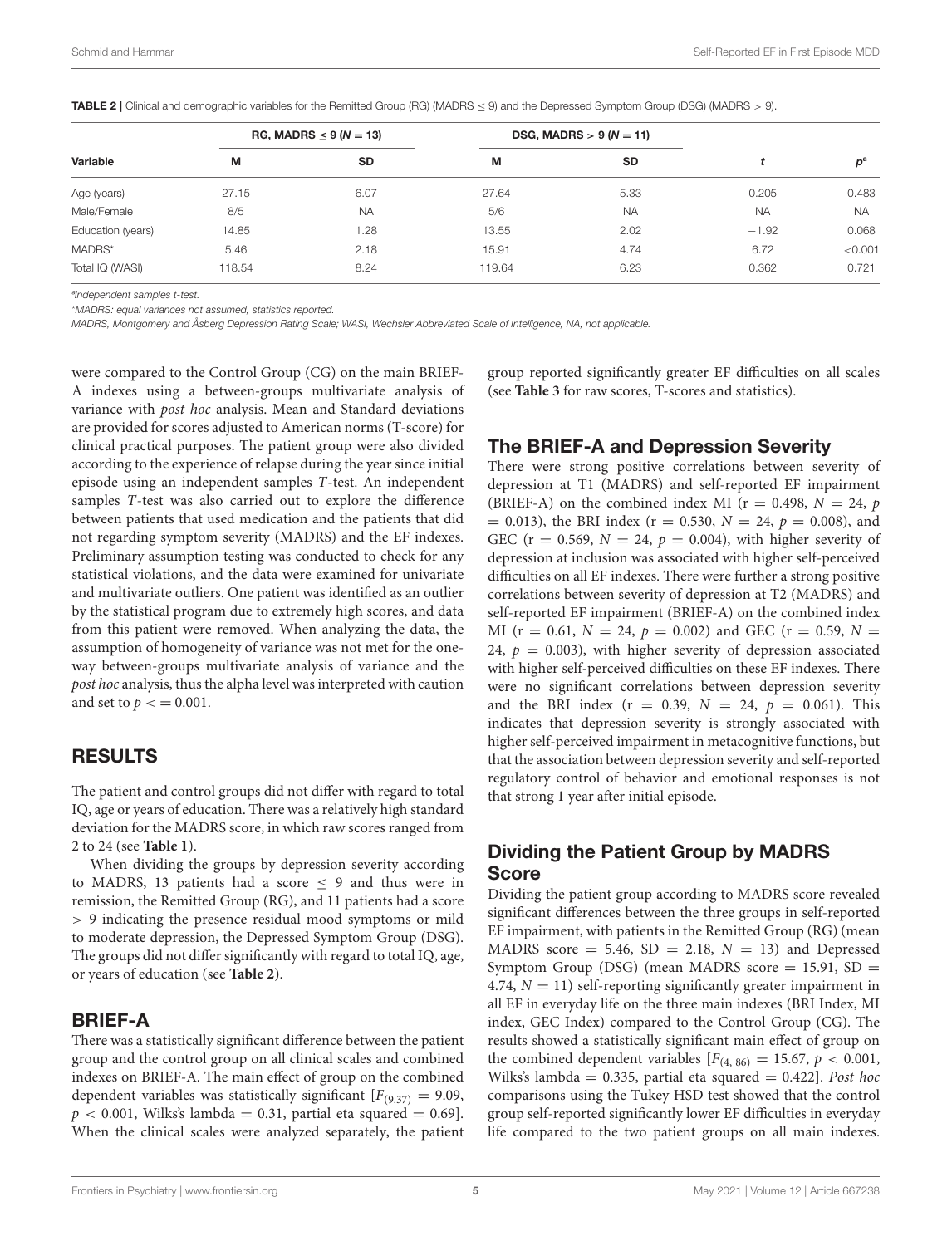**TABLE 2 |** Clinical and demographic variables for the Remitted Group (RG) (MADRS ≤ 9) and the Depressed Symptom Group (DSG) (MADRS > 9).

| Variable | RG, MADRS ≤ 9 (N = 13) | | DSG, MADRS > 9 (N = 11) | | | |
|---|---|---|---|---|---|---|
| | M | SD | M | SD | t | p[a] |
| Age (years) | 27.15 | 6.07 | 27.64 | 5.33 | 0.205 | 0.483 |
| Male/Female | 8/5 | NA | 5/6 | NA | NA | NA |
| Education (years) | 14.85 | 1.28 | 13.55 | 2.02 | −1.92 | 0.068 |
| MADRS* | 5.46 | 2.18 | 15.91 | 4.74 | 6.72 | <0.001 |
| Total IQ (WASI) | 118.54 | 8.24 | 119.64 | 6.23 | 0.362 | 0.721 |

[a]Independent samples t-test.

*MADRS: equal variances not assumed, statistics reported.

MADRS, Montgomery and Åsberg Depression Rating Scale; WASI, Wechsler Abbreviated Scale of Intelligence, NA, not applicable.

were compared to the Control Group (CG) on the main BRIEF-A indexes using a between-groups multivariate analysis of variance with *post hoc* analysis. Mean and Standard deviations are provided for scores adjusted to American norms (T-score) for clinical practical purposes. The patient group were also divided according to the experience of relapse during the year since initial episode using an independent samples *T*-test. An independent samples *T*-test was also carried out to explore the difference between patients that used medication and the patients that did not regarding symptom severity (MADRS) and the EF indexes. Preliminary assumption testing was conducted to check for any statistical violations, and the data were examined for univariate and multivariate outliers. One patient was identified as an outlier by the statistical program due to extremely high scores, and data from this patient were removed. When analyzing the data, the assumption of homogeneity of variance was not met for the one-way between-groups multivariate analysis of variance and the *post hoc* analysis, thus the alpha level was interpreted with caution and set to $p <= 0.001$.

## RESULTS

The patient and control groups did not differ with regard to total IQ, age or years of education. There was a relatively high standard deviation for the MADRS score, in which raw scores ranged from 2 to 24 (see **Table 1**).

When dividing the groups by depression severity according to MADRS, 13 patients had a score ≤ 9 and thus were in remission, the Remitted Group (RG), and 11 patients had a score > 9 indicating the presence residual mood symptoms or mild to moderate depression, the Depressed Symptom Group (DSG). The groups did not differ significantly with regard to total IQ, age, or years of education (see **Table 2**).

## BRIEF-A

There was a statistically significant difference between the patient group and the control group on all clinical scales and combined indexes on BRIEF-A. The main effect of group on the combined dependent variables was statistically significant [$F_{(9,37)} = 9.09$, $p < 0.001$, Wilks's lambda = 0.31, partial eta squared = 0.69]. When the clinical scales were analyzed separately, the patient group reported significantly greater EF difficulties on all scales (see **Table 3** for raw scores, T-scores and statistics).

## The BRIEF-A and Depression Severity

There were strong positive correlations between severity of depression at T1 (MADRS) and self-reported EF impairment (BRIEF-A) on the combined index MI (r = 0.498, $N = 24$, $p = 0.013$), the BRI index (r = 0.530, $N = 24$, $p = 0.008$), and GEC (r = 0.569, $N = 24$, $p = 0.004$), with higher severity of depression at inclusion was associated with higher self-perceived difficulties on all EF indexes. There were further a strong positive correlations between severity of depression at T2 (MADRS) and self-reported EF impairment (BRIEF-A) on the combined index MI (r = 0.61, $N = 24$, $p = 0.002$) and GEC (r = 0.59, $N = 24$, $p = 0.003$), with higher severity of depression associated with higher self-perceived difficulties on these EF indexes. There were no significant correlations between depression severity and the BRI index (r = 0.39, $N = 24$, $p = 0.061$). This indicates that depression severity is strongly associated with higher self-perceived impairment in metacognitive functions, but that the association between depression severity and self-reported regulatory control of behavior and emotional responses is not that strong 1 year after initial episode.

## Dividing the Patient Group by MADRS Score

Dividing the patient group according to MADRS score revealed significant differences between the three groups in self-reported EF impairment, with patients in the Remitted Group (RG) (mean MADRS score = 5.46, SD = 2.18, $N = 13$) and Depressed Symptom Group (DSG) (mean MADRS score = 15.91, SD = 4.74, $N = 11$) self-reporting significantly greater impairment in all EF in everyday life on the three main indexes (BRI Index, MI index, GEC Index) compared to the Control Group (CG). The results showed a statistically significant main effect of group on the combined dependent variables [$F_{(4,86)} = 15.67$, $p < 0.001$, Wilks's lambda = 0.335, partial eta squared = 0.422]. *Post hoc* comparisons using the Tukey HSD test showed that the control group self-reported significantly lower EF difficulties in everyday life compared to the two patient groups on all main indexes.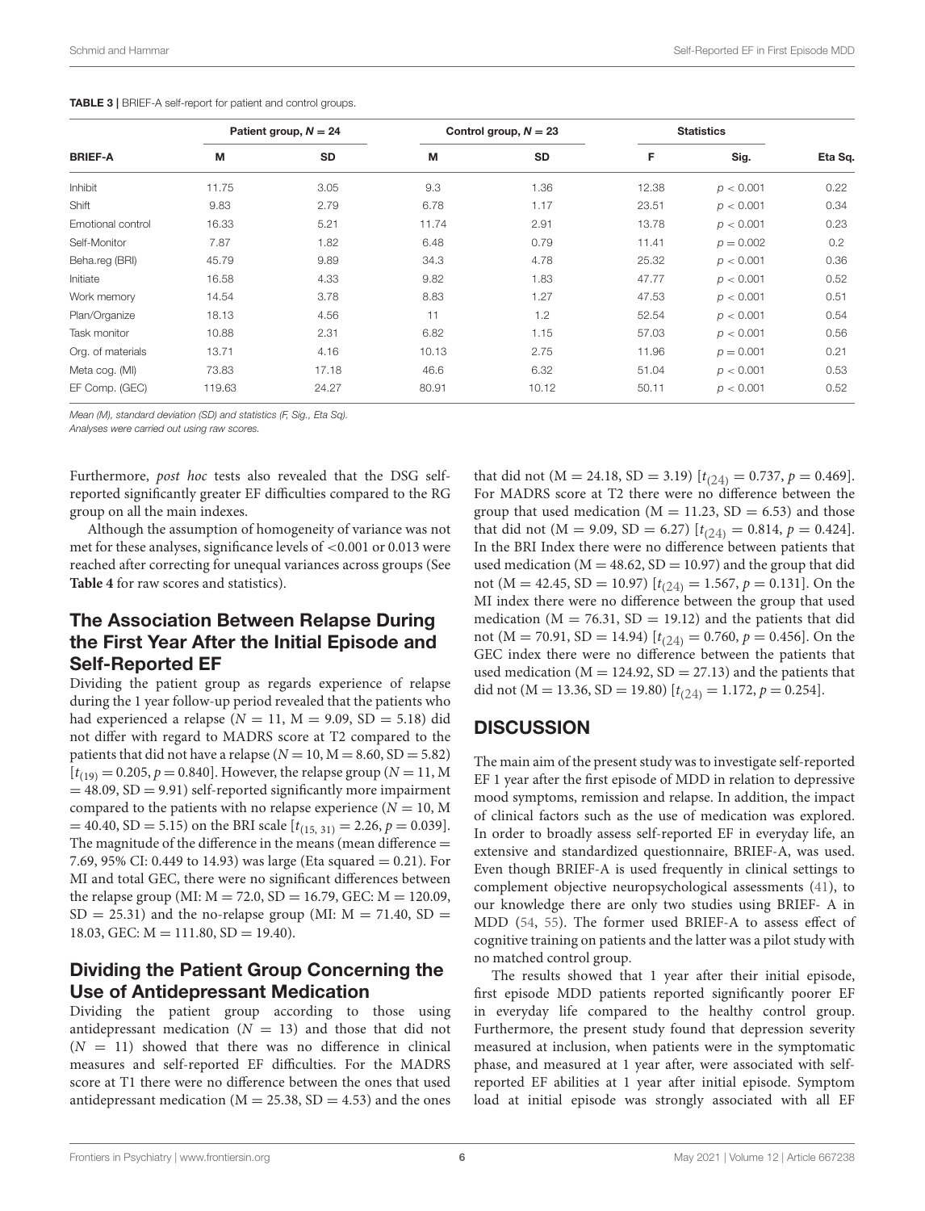**TABLE 3 |** BRIEF-A self-report for patient and control groups.

| BRIEF-A | Patient group, $N = 24$ | | Control group, $N = 23$ | | Statistics | | |
|---|---|---|---|---|---|---|---|
| | M | SD | M | SD | F | Sig. | Eta Sq. |
| Inhibit | 11.75 | 3.05 | 9.3 | 1.36 | 12.38 | $p < 0.001$ | 0.22 |
| Shift | 9.83 | 2.79 | 6.78 | 1.17 | 23.51 | $p < 0.001$ | 0.34 |
| Emotional control | 16.33 | 5.21 | 11.74 | 2.91 | 13.78 | $p < 0.001$ | 0.23 |
| Self-Monitor | 7.87 | 1.82 | 6.48 | 0.79 | 11.41 | $p = 0.002$ | 0.2 |
| Beha.reg (BRI) | 45.79 | 9.89 | 34.3 | 4.78 | 25.32 | $p < 0.001$ | 0.36 |
| Initiate | 16.58 | 4.33 | 9.82 | 1.83 | 47.77 | $p < 0.001$ | 0.52 |
| Work memory | 14.54 | 3.78 | 8.83 | 1.27 | 47.53 | $p < 0.001$ | 0.51 |
| Plan/Organize | 18.13 | 4.56 | 11 | 1.2 | 52.54 | $p < 0.001$ | 0.54 |
| Task monitor | 10.88 | 2.31 | 6.82 | 1.15 | 57.03 | $p < 0.001$ | 0.56 |
| Org. of materials | 13.71 | 4.16 | 10.13 | 2.75 | 11.96 | $p = 0.001$ | 0.21 |
| Meta cog. (MI) | 73.83 | 17.18 | 46.6 | 6.32 | 51.04 | $p < 0.001$ | 0.53 |
| EF Comp. (GEC) | 119.63 | 24.27 | 80.91 | 10.12 | 50.11 | $p < 0.001$ | 0.52 |

*Mean (M), standard deviation (SD) and statistics (F, Sig., Eta Sq).*
*Analyses were carried out using raw scores.*

Furthermore, *post hoc* tests also revealed that the DSG self-reported significantly greater EF difficulties compared to the RG group on all the main indexes.

Although the assumption of homogeneity of variance was not met for these analyses, significance levels of <0.001 or 0.013 were reached after correcting for unequal variances across groups (See **Table 4** for raw scores and statistics).

## The Association Between Relapse During the First Year After the Initial Episode and Self-Reported EF

Dividing the patient group as regards experience of relapse during the 1 year follow-up period revealed that the patients who had experienced a relapse ($N = 11$, M = 9.09, SD = 5.18) did not differ with regard to MADRS score at T2 compared to the patients that did not have a relapse ($N = 10$, M = 8.60, SD = 5.82) [$t_{(19)} = 0.205$, $p = 0.840$]. However, the relapse group ($N = 11$, M = 48.09, SD = 9.91) self-reported significantly more impairment compared to the patients with no relapse experience ($N = 10$, M = 40.40, SD = 5.15) on the BRI scale [$t_{(15,\ 31)} = 2.26$, $p = 0.039$]. The magnitude of the difference in the means (mean difference = 7.69, 95% CI: 0.449 to 14.93) was large (Eta squared = 0.21). For MI and total GEC, there were no significant differences between the relapse group (MI: M = 72.0, SD = 16.79, GEC: M = 120.09, SD = 25.31) and the no-relapse group (MI: M = 71.40, SD = 18.03, GEC: M = 111.80, SD = 19.40).

## Dividing the Patient Group Concerning the Use of Antidepressant Medication

Dividing the patient group according to those using antidepressant medication ($N = 13$) and those that did not ($N = 11$) showed that there was no difference in clinical measures and self-reported EF difficulties. For the MADRS score at T1 there were no difference between the ones that used antidepressant medication (M = 25.38, SD = 4.53) and the ones that did not (M = 24.18, SD = 3.19) [$t_{(24)} = 0.737$, $p = 0.469$]. For MADRS score at T2 there were no difference between the group that used medication (M = 11.23, SD = 6.53) and those that did not (M = 9.09, SD = 6.27) [$t_{(24)} = 0.814$, $p = 0.424$]. In the BRI Index there were no difference between patients that used medication (M = 48.62, SD = 10.97) and the group that did not (M = 42.45, SD = 10.97) [$t_{(24)} = 1.567$, $p = 0.131$]. On the MI index there were no difference between the group that used medication (M = 76.31, SD = 19.12) and the patients that did not (M = 70.91, SD = 14.94) [$t_{(24)} = 0.760$, $p = 0.456$]. On the GEC index there were no difference between the patients that used medication (M = 124.92, SD = 27.13) and the patients that did not (M = 13.36, SD = 19.80) [$t_{(24)} = 1.172$, $p = 0.254$].

# DISCUSSION

The main aim of the present study was to investigate self-reported EF 1 year after the first episode of MDD in relation to depressive mood symptoms, remission and relapse. In addition, the impact of clinical factors such as the use of medication was explored. In order to broadly assess self-reported EF in everyday life, an extensive and standardized questionnaire, BRIEF-A, was used. Even though BRIEF-A is used frequently in clinical settings to complement objective neuropsychological assessments (41), to our knowledge there are only two studies using BRIEF- A in MDD (54, 55). The former used BRIEF-A to assess effect of cognitive training on patients and the latter was a pilot study with no matched control group.

The results showed that 1 year after their initial episode, first episode MDD patients reported significantly poorer EF in everyday life compared to the healthy control group. Furthermore, the present study found that depression severity measured at inclusion, when patients were in the symptomatic phase, and measured at 1 year after, were associated with self-reported EF abilities at 1 year after initial episode. Symptom load at initial episode was strongly associated with all EF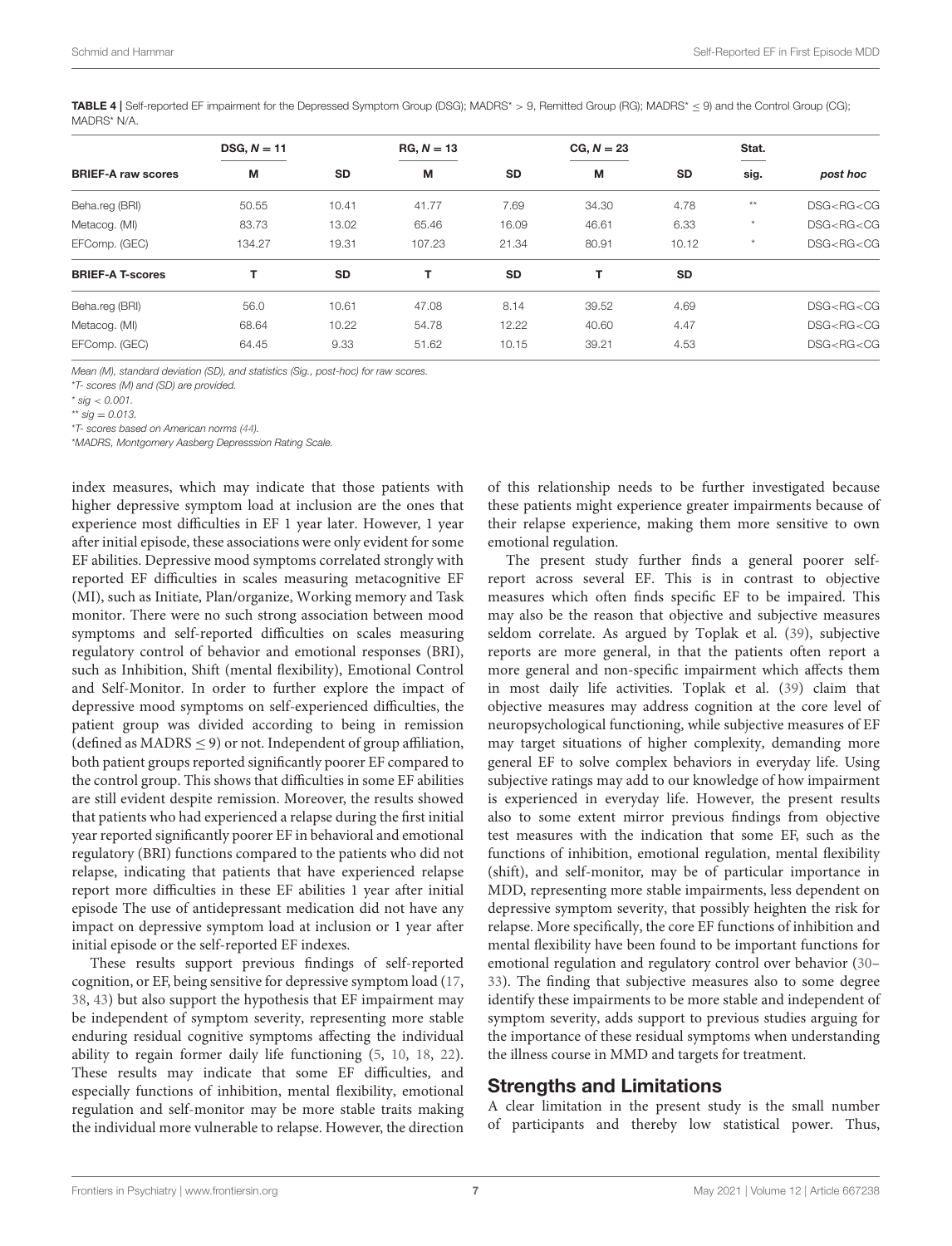**TABLE 4 |** Self-reported EF impairment for the Depressed Symptom Group (DSG); MADRS* > 9, Remitted Group (RG); MADRS* ≤ 9) and the Control Group (CG); MADRS* N/A.

| | DSG, N = 11 | | RG, N = 13 | | CG, N = 23 | | Stat. | |
|---|---|---|---|---|---|---|---|---|
| **BRIEF-A raw scores** | **M** | **SD** | **M** | **SD** | **M** | **SD** | **sig.** | ***post hoc*** |
| Beha.reg (BRI) | 50.55 | 10.41 | 41.77 | 7.69 | 34.30 | 4.78 | ** | DSG<RG<CG |
| Metacog. (MI) | 83.73 | 13.02 | 65.46 | 16.09 | 46.61 | 6.33 | * | DSG<RG<CG |
| EFComp. (GEC) | 134.27 | 19.31 | 107.23 | 21.34 | 80.91 | 10.12 | * | DSG<RG<CG |
| **BRIEF-A T-scores** | **T** | **SD** | **T** | **SD** | **T** | **SD** | | |
| Beha.reg (BRI) | 56.0 | 10.61 | 47.08 | 8.14 | 39.52 | 4.69 | | DSG<RG<CG |
| Metacog. (MI) | 68.64 | 10.22 | 54.78 | 12.22 | 40.60 | 4.47 | | DSG<RG<CG |
| EFComp. (GEC) | 64.45 | 9.33 | 51.62 | 10.15 | 39.21 | 4.53 | | DSG<RG<CG |

*Mean (M), standard deviation (SD), and statistics (Sig., post-hoc) for raw scores.*

*T- scores (M) and (SD) are provided.*

\* *sig < 0.001.*

\*\* *sig = 0.013.*

*T- scores based on American norms (44).*

*MADRS, Montgomery Aasberg Depresssion Rating Scale.*

index measures, which may indicate that those patients with higher depressive symptom load at inclusion are the ones that experience most difficulties in EF 1 year later. However, 1 year after initial episode, these associations were only evident for some EF abilities. Depressive mood symptoms correlated strongly with reported EF difficulties in scales measuring metacognitive EF (MI), such as Initiate, Plan/organize, Working memory and Task monitor. There were no such strong association between mood symptoms and self-reported difficulties on scales measuring regulatory control of behavior and emotional responses (BRI), such as Inhibition, Shift (mental flexibility), Emotional Control and Self-Monitor. In order to further explore the impact of depressive mood symptoms on self-experienced difficulties, the patient group was divided according to being in remission (defined as MADRS ≤ 9) or not. Independent of group affiliation, both patient groups reported significantly poorer EF compared to the control group. This shows that difficulties in some EF abilities are still evident despite remission. Moreover, the results showed that patients who had experienced a relapse during the first initial year reported significantly poorer EF in behavioral and emotional regulatory (BRI) functions compared to the patients who did not relapse, indicating that patients that have experienced relapse report more difficulties in these EF abilities 1 year after initial episode The use of antidepressant medication did not have any impact on depressive symptom load at inclusion or 1 year after initial episode or the self-reported EF indexes.

These results support previous findings of self-reported cognition, or EF, being sensitive for depressive symptom load (17, 38, 43) but also support the hypothesis that EF impairment may be independent of symptom severity, representing more stable enduring residual cognitive symptoms affecting the individual ability to regain former daily life functioning (5, 10, 18, 22). These results may indicate that some EF difficulties, and especially functions of inhibition, mental flexibility, emotional regulation and self-monitor may be more stable traits making the individual more vulnerable to relapse. However, the direction of this relationship needs to be further investigated because these patients might experience greater impairments because of their relapse experience, making them more sensitive to own emotional regulation.

The present study further finds a general poorer self-report across several EF. This is in contrast to objective measures which often finds specific EF to be impaired. This may also be the reason that objective and subjective measures seldom correlate. As argued by Toplak et al. (39), subjective reports are more general, in that the patients often report a more general and non-specific impairment which affects them in most daily life activities. Toplak et al. (39) claim that objective measures may address cognition at the core level of neuropsychological functioning, while subjective measures of EF may target situations of higher complexity, demanding more general EF to solve complex behaviors in everyday life. Using subjective ratings may add to our knowledge of how impairment is experienced in everyday life. However, the present results also to some extent mirror previous findings from objective test measures with the indication that some EF, such as the functions of inhibition, emotional regulation, mental flexibility (shift), and self-monitor, may be of particular importance in MDD, representing more stable impairments, less dependent on depressive symptom severity, that possibly heighten the risk for relapse. More specifically, the core EF functions of inhibition and mental flexibility have been found to be important functions for emotional regulation and regulatory control over behavior (30–33). The finding that subjective measures also to some degree identify these impairments to be more stable and independent of symptom severity, adds support to previous studies arguing for the importance of these residual symptoms when understanding the illness course in MMD and targets for treatment.

## Strengths and Limitations

A clear limitation in the present study is the small number of participants and thereby low statistical power. Thus,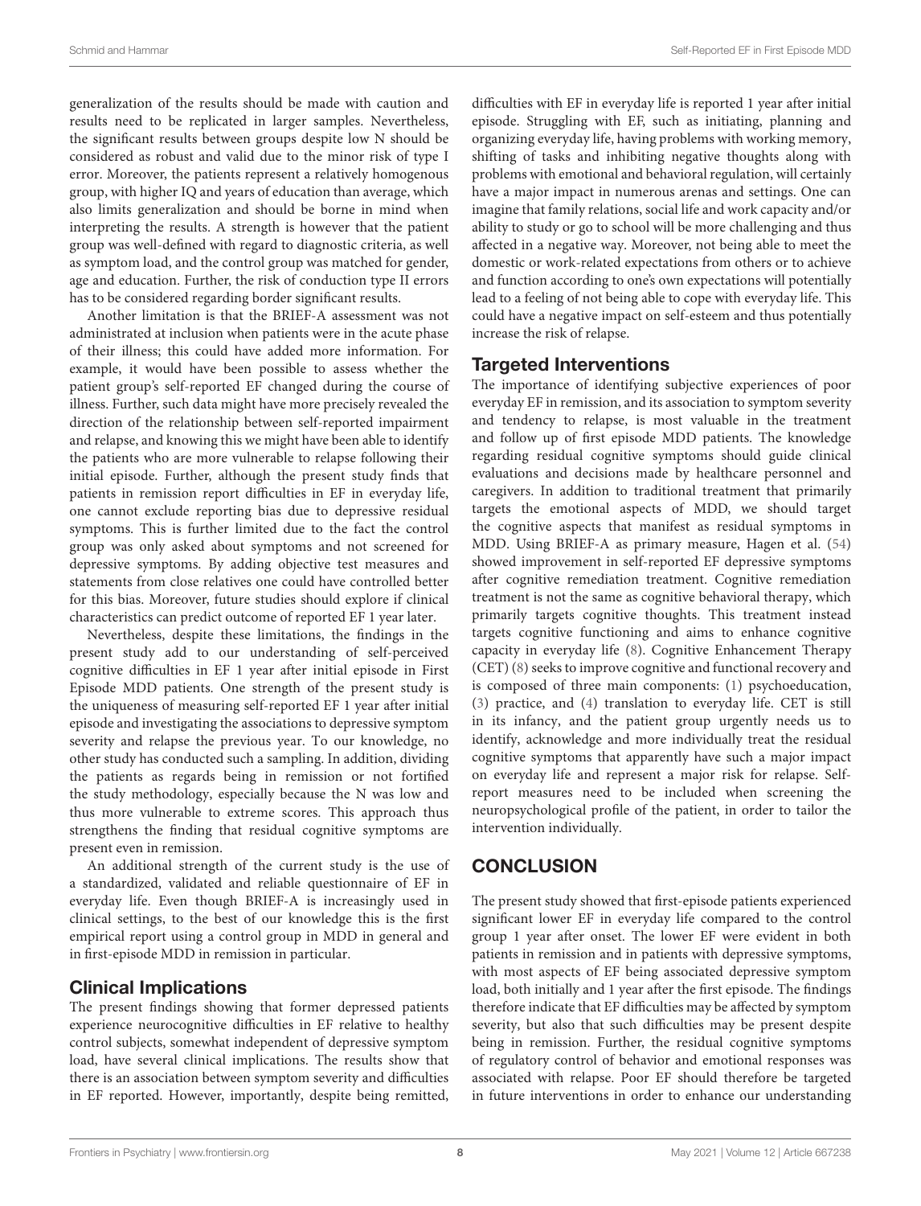generalization of the results should be made with caution and results need to be replicated in larger samples. Nevertheless, the significant results between groups despite low N should be considered as robust and valid due to the minor risk of type I error. Moreover, the patients represent a relatively homogenous group, with higher IQ and years of education than average, which also limits generalization and should be borne in mind when interpreting the results. A strength is however that the patient group was well-defined with regard to diagnostic criteria, as well as symptom load, and the control group was matched for gender, age and education. Further, the risk of conduction type II errors has to be considered regarding border significant results.

Another limitation is that the BRIEF-A assessment was not administrated at inclusion when patients were in the acute phase of their illness; this could have added more information. For example, it would have been possible to assess whether the patient group's self-reported EF changed during the course of illness. Further, such data might have more precisely revealed the direction of the relationship between self-reported impairment and relapse, and knowing this we might have been able to identify the patients who are more vulnerable to relapse following their initial episode. Further, although the present study finds that patients in remission report difficulties in EF in everyday life, one cannot exclude reporting bias due to depressive residual symptoms. This is further limited due to the fact the control group was only asked about symptoms and not screened for depressive symptoms. By adding objective test measures and statements from close relatives one could have controlled better for this bias. Moreover, future studies should explore if clinical characteristics can predict outcome of reported EF 1 year later.

Nevertheless, despite these limitations, the findings in the present study add to our understanding of self-perceived cognitive difficulties in EF 1 year after initial episode in First Episode MDD patients. One strength of the present study is the uniqueness of measuring self-reported EF 1 year after initial episode and investigating the associations to depressive symptom severity and relapse the previous year. To our knowledge, no other study has conducted such a sampling. In addition, dividing the patients as regards being in remission or not fortified the study methodology, especially because the N was low and thus more vulnerable to extreme scores. This approach thus strengthens the finding that residual cognitive symptoms are present even in remission.

An additional strength of the current study is the use of a standardized, validated and reliable questionnaire of EF in everyday life. Even though BRIEF-A is increasingly used in clinical settings, to the best of our knowledge this is the first empirical report using a control group in MDD in general and in first-episode MDD in remission in particular.

## Clinical Implications

The present findings showing that former depressed patients experience neurocognitive difficulties in EF relative to healthy control subjects, somewhat independent of depressive symptom load, have several clinical implications. The results show that there is an association between symptom severity and difficulties in EF reported. However, importantly, despite being remitted, difficulties with EF in everyday life is reported 1 year after initial episode. Struggling with EF, such as initiating, planning and organizing everyday life, having problems with working memory, shifting of tasks and inhibiting negative thoughts along with problems with emotional and behavioral regulation, will certainly have a major impact in numerous arenas and settings. One can imagine that family relations, social life and work capacity and/or ability to study or go to school will be more challenging and thus affected in a negative way. Moreover, not being able to meet the domestic or work-related expectations from others or to achieve and function according to one's own expectations will potentially lead to a feeling of not being able to cope with everyday life. This could have a negative impact on self-esteem and thus potentially increase the risk of relapse.

## Targeted Interventions

The importance of identifying subjective experiences of poor everyday EF in remission, and its association to symptom severity and tendency to relapse, is most valuable in the treatment and follow up of first episode MDD patients. The knowledge regarding residual cognitive symptoms should guide clinical evaluations and decisions made by healthcare personnel and caregivers. In addition to traditional treatment that primarily targets the emotional aspects of MDD, we should target the cognitive aspects that manifest as residual symptoms in MDD. Using BRIEF-A as primary measure, Hagen et al. (54) showed improvement in self-reported EF depressive symptoms after cognitive remediation treatment. Cognitive remediation treatment is not the same as cognitive behavioral therapy, which primarily targets cognitive thoughts. This treatment instead targets cognitive functioning and aims to enhance cognitive capacity in everyday life (8). Cognitive Enhancement Therapy (CET) (8) seeks to improve cognitive and functional recovery and is composed of three main components: (1) psychoeducation, (3) practice, and (4) translation to everyday life. CET is still in its infancy, and the patient group urgently needs us to identify, acknowledge and more individually treat the residual cognitive symptoms that apparently have such a major impact on everyday life and represent a major risk for relapse. Self-report measures need to be included when screening the neuropsychological profile of the patient, in order to tailor the intervention individually.

# CONCLUSION

The present study showed that first-episode patients experienced significant lower EF in everyday life compared to the control group 1 year after onset. The lower EF were evident in both patients in remission and in patients with depressive symptoms, with most aspects of EF being associated depressive symptom load, both initially and 1 year after the first episode. The findings therefore indicate that EF difficulties may be affected by symptom severity, but also that such difficulties may be present despite being in remission. Further, the residual cognitive symptoms of regulatory control of behavior and emotional responses was associated with relapse. Poor EF should therefore be targeted in future interventions in order to enhance our understanding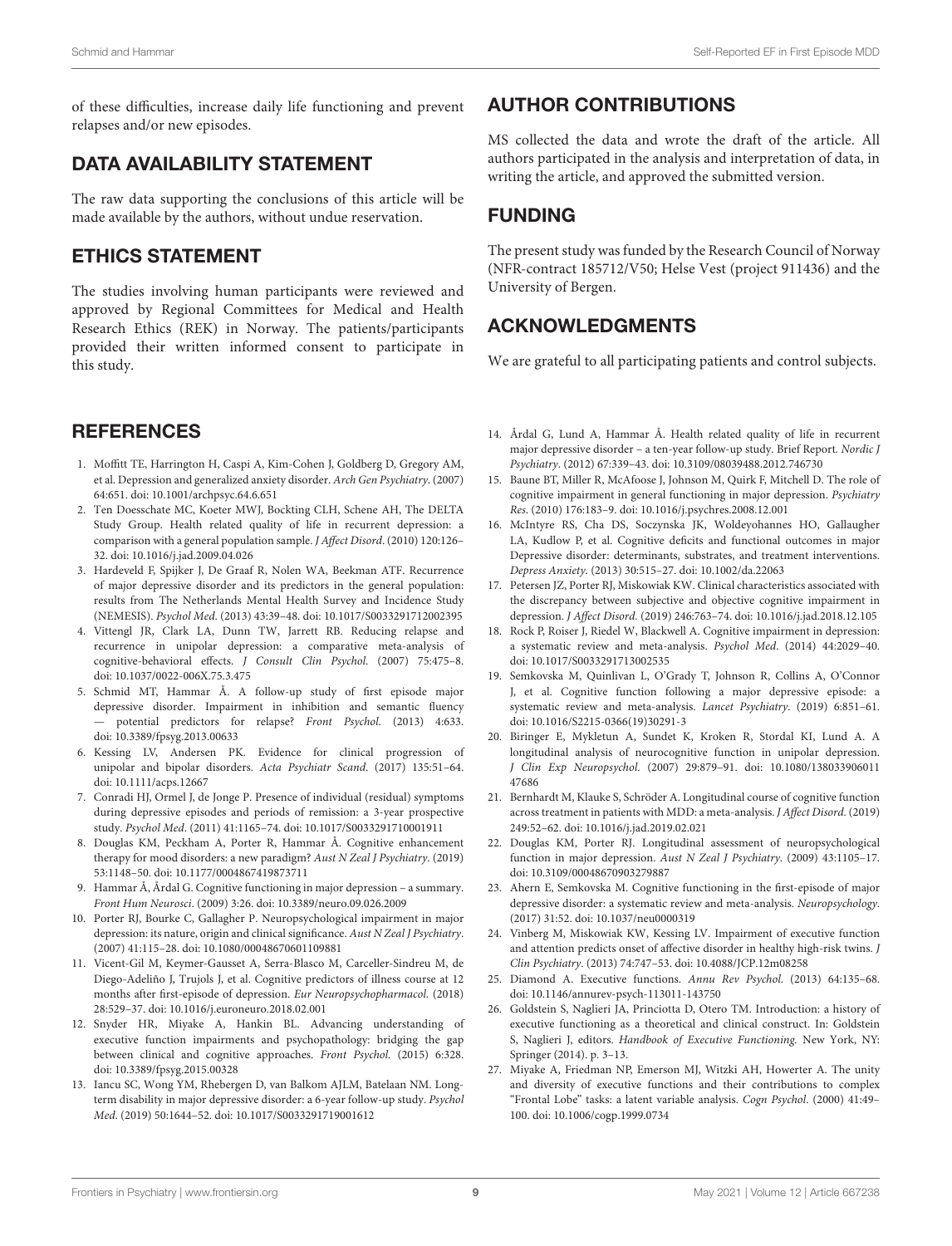of these difficulties, increase daily life functioning and prevent relapses and/or new episodes.

## DATA AVAILABILITY STATEMENT

The raw data supporting the conclusions of this article will be made available by the authors, without undue reservation.

## ETHICS STATEMENT

The studies involving human participants were reviewed and approved by Regional Committees for Medical and Health Research Ethics (REK) in Norway. The patients/participants provided their written informed consent to participate in this study.

## AUTHOR CONTRIBUTIONS

MS collected the data and wrote the draft of the article. All authors participated in the analysis and interpretation of data, in writing the article, and approved the submitted version.

## FUNDING

The present study was funded by the Research Council of Norway (NFR-contract 185712/V50; Helse Vest (project 911436) and the University of Bergen.

## ACKNOWLEDGMENTS

We are grateful to all participating patients and control subjects.

## REFERENCES

1. Moffitt TE, Harrington H, Caspi A, Kim-Cohen J, Goldberg D, Gregory AM, et al. Depression and generalized anxiety disorder. *Arch Gen Psychiatry*. (2007) 64:651. doi: 10.1001/archpsyc.64.6.651
2. Ten Doesschate MC, Koeter MWJ, Bockting CLH, Schene AH, The DELTA Study Group. Health related quality of life in recurrent depression: a comparison with a general population sample. *J Affect Disord*. (2010) 120:126–32. doi: 10.1016/j.jad.2009.04.026
3. Hardeveld F, Spijker J, De Graaf R, Nolen WA, Beekman ATF. Recurrence of major depressive disorder and its predictors in the general population: results from The Netherlands Mental Health Survey and Incidence Study (NEMESIS). *Psychol Med*. (2013) 43:39–48. doi: 10.1017/S0033291712002395
4. Vittengl JR, Clark LA, Dunn TW, Jarrett RB. Reducing relapse and recurrence in unipolar depression: a comparative meta-analysis of cognitive-behavioral effects. *J Consult Clin Psychol*. (2007) 75:475–8. doi: 10.1037/0022-006X.75.3.475
5. Schmid MT, Hammar Å. A follow-up study of first episode major depressive disorder. Impairment in inhibition and semantic fluency — potential predictors for relapse? *Front Psychol*. (2013) 4:633. doi: 10.3389/fpsyg.2013.00633
6. Kessing LV, Andersen PK. Evidence for clinical progression of unipolar and bipolar disorders. *Acta Psychiatr Scand*. (2017) 135:51–64. doi: 10.1111/acps.12667
7. Conradi HJ, Ormel J, de Jonge P. Presence of individual (residual) symptoms during depressive episodes and periods of remission: a 3-year prospective study. *Psychol Med*. (2011) 41:1165–74. doi: 10.1017/S0033291710001911
8. Douglas KM, Peckham A, Porter R, Hammar Å. Cognitive enhancement therapy for mood disorders: a new paradigm? *Aust N Zeal J Psychiatry*. (2019) 53:1148–50. doi: 10.1177/0004867419873711
9. Hammar Å, Årdal G. Cognitive functioning in major depression – a summary. *Front Hum Neurosci*. (2009) 3:26. doi: 10.3389/neuro.09.026.2009
10. Porter RJ, Bourke C, Gallagher P. Neuropsychological impairment in major depression: its nature, origin and clinical significance. *Aust N Zeal J Psychiatry*. (2007) 41:115–28. doi: 10.1080/00048670601109881
11. Vicent-Gil M, Keymer-Gausset A, Serra-Blasco M, Carceller-Sindreu M, de Diego-Adeliño J, Trujols J, et al. Cognitive predictors of illness course at 12 months after first-episode of depression. *Eur Neuropsychopharmacol*. (2018) 28:529–37. doi: 10.1016/j.euroneuro.2018.02.001
12. Snyder HR, Miyake A, Hankin BL. Advancing understanding of executive function impairments and psychopathology: bridging the gap between clinical and cognitive approaches. *Front Psychol*. (2015) 6:328. doi: 10.3389/fpsyg.2015.00328
13. Iancu SC, Wong YM, Rhebergen D, van Balkom AJLM, Batelaan NM. Long-term disability in major depressive disorder: a 6-year follow-up study. *Psychol Med*. (2019) 50:1644–52. doi: 10.1017/S0033291719001612
14. Årdal G, Lund A, Hammar Å. Health related quality of life in recurrent major depressive disorder – a ten-year follow-up study. Brief Report. *Nordic J Psychiatry*. (2012) 67:339–43. doi: 10.3109/08039488.2012.746730
15. Baune BT, Miller R, McAfoose J, Johnson M, Quirk F, Mitchell D. The role of cognitive impairment in general functioning in major depression. *Psychiatry Res*. (2010) 176:183–9. doi: 10.1016/j.psychres.2008.12.001
16. McIntyre RS, Cha DS, Soczynska JK, Woldeyohannes HO, Gallaugher LA, Kudlow P, et al. Cognitive deficits and functional outcomes in major Depressive disorder: determinants, substrates, and treatment interventions. *Depress Anxiety*. (2013) 30:515–27. doi: 10.1002/da.22063
17. Petersen JZ, Porter RJ, Miskowiak KW. Clinical characteristics associated with the discrepancy between subjective and objective cognitive impairment in depression. *J Affect Disord*. (2019) 246:763–74. doi: 10.1016/j.jad.2018.12.105
18. Rock P, Roiser J, Riedel W, Blackwell A. Cognitive impairment in depression: a systematic review and meta-analysis. *Psychol Med*. (2014) 44:2029–40. doi: 10.1017/S0033291713002535
19. Semkovska M, Quinlivan L, O'Grady T, Johnson R, Collins A, O'Connor J, et al. Cognitive function following a major depressive episode: a systematic review and meta-analysis. *Lancet Psychiatry*. (2019) 6:851–61. doi: 10.1016/S2215-0366(19)30291-3
20. Biringer E, Mykletun A, Sundet K, Kroken R, Stordal KI, Lund A. A longitudinal analysis of neurocognitive function in unipolar depression. *J Clin Exp Neuropsychol*. (2007) 29:879–91. doi: 10.1080/13803390601147686
21. Bernhardt M, Klauke S, Schröder A. Longitudinal course of cognitive function across treatment in patients with MDD: a meta-analysis. *J Affect Disord*. (2019) 249:52–62. doi: 10.1016/j.jad.2019.02.021
22. Douglas KM, Porter RJ. Longitudinal assessment of neuropsychological function in major depression. *Aust N Zeal J Psychiatry*. (2009) 43:1105–17. doi: 10.3109/00048670903279887
23. Ahern E, Semkovska M. Cognitive functioning in the first-episode of major depressive disorder: a systematic review and meta-analysis. *Neuropsychology*. (2017) 31:52. doi: 10.1037/neu0000319
24. Vinberg M, Miskowiak KW, Kessing LV. Impairment of executive function and attention predicts onset of affective disorder in healthy high-risk twins. *J Clin Psychiatry*. (2013) 74:747–53. doi: 10.4088/JCP.12m08258
25. Diamond A. Executive functions. *Annu Rev Psychol*. (2013) 64:135–68. doi: 10.1146/annurev-psych-113011-143750
26. Goldstein S, Naglieri JA, Princiotta D, Otero TM. Introduction: a history of executive functioning as a theoretical and clinical construct. In: Goldstein S, Naglieri J, editors. *Handbook of Executive Functioning*. New York, NY: Springer (2014). p. 3–13.
27. Miyake A, Friedman NP, Emerson MJ, Witzki AH, Howerter A. The unity and diversity of executive functions and their contributions to complex "Frontal Lobe" tasks: a latent variable analysis. *Cogn Psychol*. (2000) 41:49–100. doi: 10.1006/cogp.1999.0734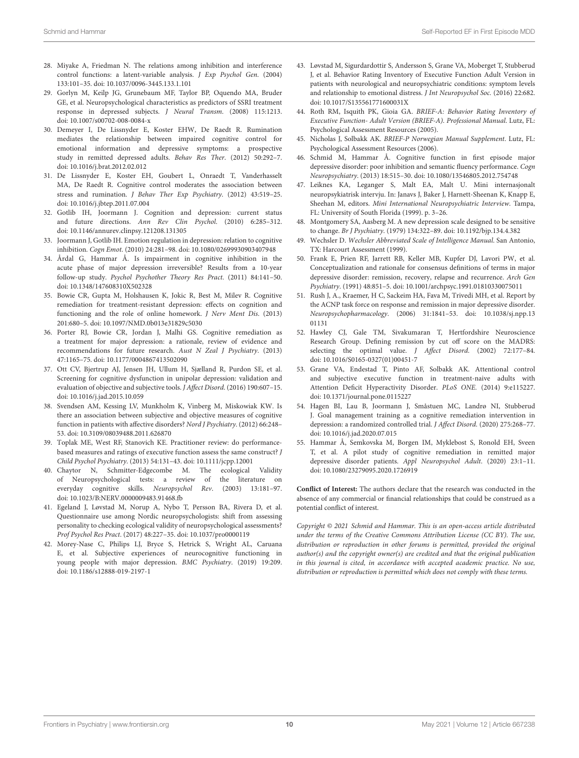28. Miyake A, Friedman N. The relations among inhibition and interference control functions: a latent-variable analysis. *J Exp Psychol Gen*. (2004) 133:101–35. doi: 10.1037/0096-3445.133.1.101
29. Gorlyn M, Keilp JG, Grunebaum MF, Taylor BP, Oquendo MA, Bruder GE, et al. Neuropsychological characteristics as predictors of SSRI treatment response in depressed subjects. *J Neural Transm*. (2008) 115:1213. doi: 10.1007/s00702-008-0084-x
30. Demeyer I, De Lissnyder E, Koster EHW, De Raedt R. Rumination mediates the relationship between impaired cognitive control for emotional information and depressive symptoms: a prospective study in remitted depressed adults. *Behav Res Ther*. (2012) 50:292–7. doi: 10.1016/j.brat.2012.02.012
31. De Lissnyder E, Koster EH, Goubert L, Onraedt T, Vanderhasselt MA, De Raedt R. Cognitive control moderates the association between stress and rumination. *J Behav Ther Exp Psychiatry*. (2012) 43:519–25. doi: 10.1016/j.jbtep.2011.07.004
32. Gotlib IH, Joormann J. Cognition and depression: current status and future directions. *Ann Rev Clin Psychol*. (2010) 6:285–312. doi: 10.1146/annurev.clinpsy.121208.131305
33. Joormann J, Gotlib IH. Emotion regulation in depression: relation to cognitive inhibition. *Cogn Emot*. (2010) 24:281–98. doi: 10.1080/02699930903407948
34. Årdal G, Hammar Å. Is impairment in cognitive inhibition in the acute phase of major depression irreversible? Results from a 10-year follow-up study. *Psychol Psychother Theory Res Pract*. (2011) 84:141–50. doi: 10.1348/147608310X502328
35. Bowie CR, Gupta M, Holshausen K, Jokic R, Best M, Milev R. Cognitive remediation for treatment-resistant depression: effects on cognition and functioning and the role of online homework. *J Nerv Ment Dis*. (2013) 201:680–5. doi: 10.1097/NMD.0b013e31829c5030
36. Porter RJ, Bowie CR, Jordan J, Malhi GS. Cognitive remediation as a treatment for major depression: a rationale, review of evidence and recommendations for future research. *Aust N Zeal J Psychiatry*. (2013) 47:1165–75. doi: 10.1177/0004867413502090
37. Ott CV, Bjertrup AJ, Jensen JH, Ullum H, Sjælland R, Purdon SE, et al. Screening for cognitive dysfunction in unipolar depression: validation and evaluation of objective and subjective tools. *J Affect Disord*. (2016) 190:607–15. doi: 10.1016/j.jad.2015.10.059
38. Svendsen AM, Kessing LV, Munkholm K, Vinberg M, Miskowiak KW. Is there an association between subjective and objective measures of cognitive function in patients with affective disorders? *Nord J Psychiatry*. (2012) 66:248–53. doi: 10.3109/08039488.2011.626870
39. Toplak ME, West RF, Stanovich KE. Practitioner review: do performance-based measures and ratings of executive function assess the same construct? *J Child Psychol Psychiatry*. (2013) 54:131–43. doi: 10.1111/jcpp.12001
40. Chaytor N, Schmitter-Edgecombe M. The ecological Validity of Neuropsychological tests: a review of the literature on everyday cognitive skills. *Neuropsychol Rev*. (2003) 13:181–97. doi: 10.1023/B:NERV.0000009483.91468.fb
41. Egeland J, Løvstad M, Norup A, Nybo T, Persson BA, Rivera D, et al. Questionnaire use among Nordic neuropsychologists: shift from assessing personality to checking ecological validity of neuropsychological assessments? *Prof Psychol Res Pract*. (2017) 48:227–35. doi: 10.1037/pro0000119
42. Morey-Nase C, Philips LJ, Bryce S, Hetrick S, Wright AL, Caruana E, et al. Subjective experiences of neurocognitive functioning in young people with major depression. *BMC Psychiatry*. (2019) 19:209. doi: 10.1186/s12888-019-2197-1
43. Løvstad M, Sigurdardottir S, Andersson S, Grane VA, Moberget T, Stubberud J, et al. Behavior Rating Inventory of Executive Function Adult Version in patients with neurological and neuropsychiatric conditions: symptom levels and relationship to emotional distress. *J Int Neuropsychol Soc*. (2016) 22:682. doi: 10.1017/S135561771600031X
44. Roth RM, Isquith PK, Gioia GA. *BRIEF-A: Behavior Rating Inventory of Executive Function- Adult Version (BRIEF-A). Professional Manual*. Lutz, FL: Psychological Assessment Resources (2005).
45. Nicholas J, Solbakk AK. *BRIEF-P Norwegian Manual Supplement*. Lutz, FL: Psychological Assessment Resources (2006).
46. Schmid M, Hammar Å. Cognitive function in first episode major depressive disorder: poor inhibition and semantic fluency performance. *Cogn Neuropsychiatry*. (2013) 18:515–30. doi: 10.1080/13546805.2012.754748
47. Leiknes KA, Leganger S, Malt EA, Malt U. Mini internasjonalt neuropsykiatrisk intervju. In: Janavs J, Baker J, Harnett-Sheenan K, Knapp E, Sheehan M, editors. *Mini International Neuropsychiatric Interview*. Tampa, FL: University of South Florida (1999). p. 3–26.
48. Montgomery SA, Aasberg M. A new depression scale designed to be sensitive to change. *Br J Psychiatry*. (1979) 134:322–89. doi: 10.1192/bjp.134.4.382
49. Wechsler D. *Wechsler Abbreviated Scale of Intelligence Manual*. San Antonio, TX: Harcourt Assessment (1999).
50. Frank E, Prien RF, Jarrett RB, Keller MB, Kupfer DJ, Lavori PW, et al. Conceptualization and rationale for consensus definitions of terms in major depressive disorder: remission, recovery, relapse and recurrence. *Arch Gen Psychiatry*. (1991) 48:851–5. doi: 10.1001/archpsyc.1991.01810330075011
51. Rush J, A., Kraemer, H C, Sackeim HA, Fava M, Trivedi MH, et al. Report by the ACNP task force on response and remission in major depressive disorder. *Neuropsychopharmacology*. (2006) 31:1841–53. doi: 10.1038/sj.npp.1301131
52. Hawley CJ, Gale TM, Sivakumaran T, Hertfordshire Neuroscience Research Group. Defining remission by cut off score on the MADRS: selecting the optimal value. *J Affect Disord*. (2002) 72:177–84. doi: 10.1016/S0165-0327(01)00451-7
53. Grane VA, Endestad T, Pinto AF, Solbakk AK. Attentional control and subjective executive function in treatment-naive adults with Attention Deficit Hyperactivity Disorder. *PLoS ONE*. (2014) 9:e115227. doi: 10.1371/journal.pone.0115227
54. Hagen BI, Lau B, Joormann J, Småstuen MC, Landrø NI, Stubberud J. Goal management training as a cognitive remediation intervention in depression: a randomized controlled trial. *J Affect Disord*. (2020) 275:268–77. doi: 10.1016/j.jad.2020.07.015
55. Hammar Å, Semkovska M, Borgen IM, Myklebost S, Ronold EH, Sveen T, et al. A pilot study of cognitive remediation in remitted major depressive disorder patients. *Appl Neuropsychol Adult*. (2020) 23:1–11. doi: 10.1080/23279095.2020.1726919

**Conflict of Interest:** The authors declare that the research was conducted in the absence of any commercial or financial relationships that could be construed as a potential conflict of interest.

*Copyright © 2021 Schmid and Hammar. This is an open-access article distributed under the terms of the Creative Commons Attribution License (CC BY). The use, distribution or reproduction in other forums is permitted, provided the original author(s) and the copyright owner(s) are credited and that the original publication in this journal is cited, in accordance with accepted academic practice. No use, distribution or reproduction is permitted which does not comply with these terms.*